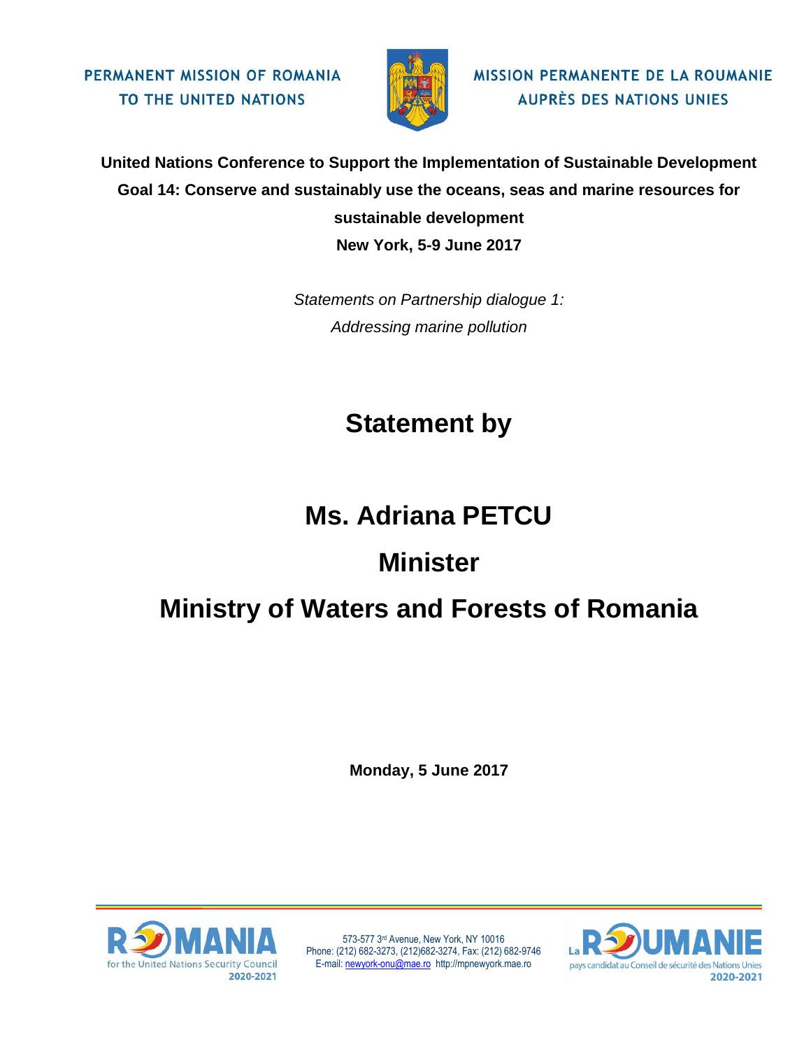PERMANENT MISSION OF ROMANIA
TO THE UNITED NATIONS

MISSION PERMANENTE DE LA ROUMANIE
AUPRÈS DES NATIONS UNIES

**United Nations Conference to Support the Implementation of Sustainable Development Goal 14: Conserve and sustainably use the oceans, seas and marine resources for sustainable development**

**New York, 5-9 June 2017**

*Statements on Partnership dialogue 1:*
*Addressing marine pollution*

# Statement by

# Ms. Adriana PETCU

# Minister

# Ministry of Waters and Forests of Romania

**Monday, 5 June 2017**

ROMANIA for the United Nations Security Council 2020-2021

573-577 3rd Avenue, New York, NY 10016
Phone: (212) 682-3273, (212)682-3274, Fax: (212) 682-9746
E-mail: newyork-onu@mae.ro http://mpnewyork.mae.ro

La ROUMANIE pays candidat au Conseil de sécurité des Nations Unies 2020-2021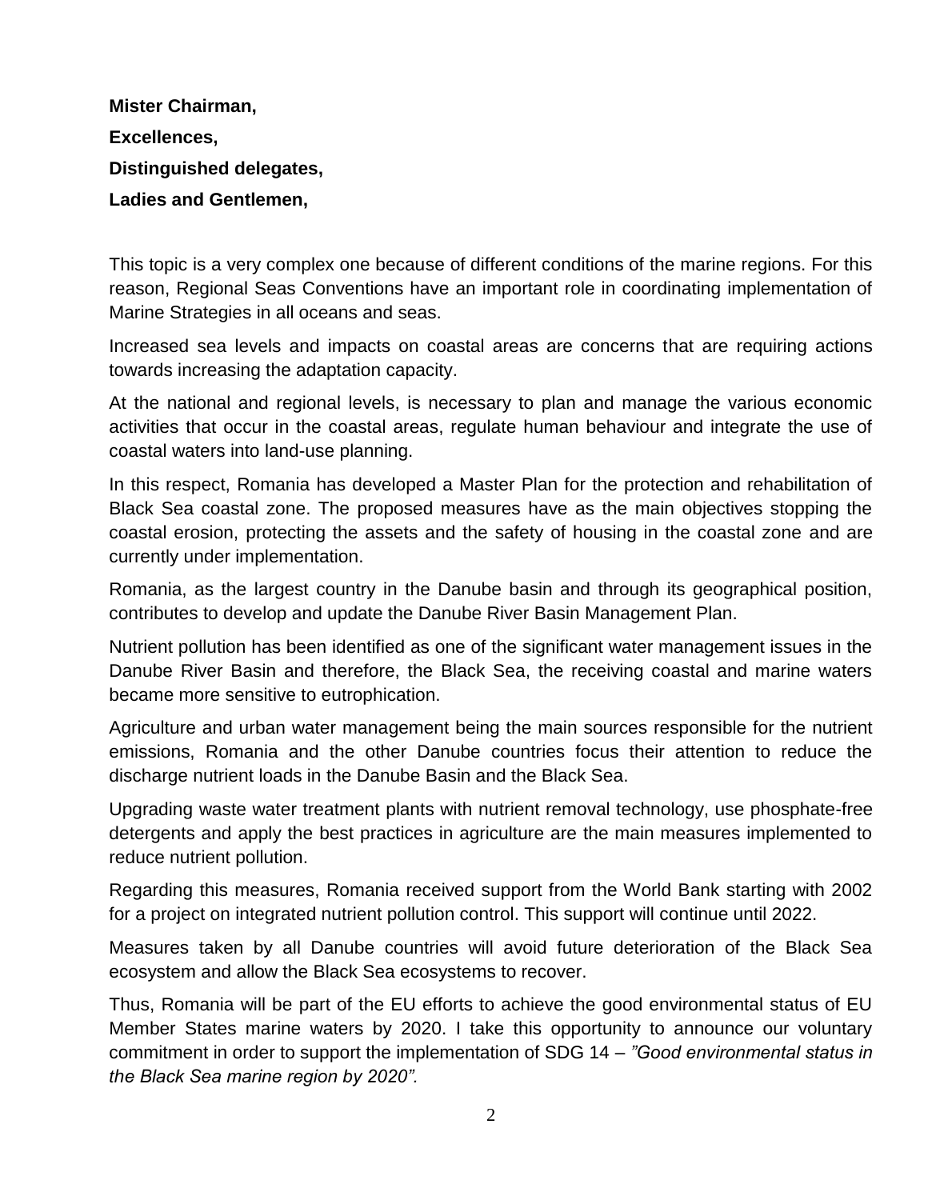**Mister Chairman,**

**Excellences,**

**Distinguished delegates,**

**Ladies and Gentlemen,**

This topic is a very complex one because of different conditions of the marine regions. For this reason, Regional Seas Conventions have an important role in coordinating implementation of Marine Strategies in all oceans and seas.

Increased sea levels and impacts on coastal areas are concerns that are requiring actions towards increasing the adaptation capacity.

At the national and regional levels, is necessary to plan and manage the various economic activities that occur in the coastal areas, regulate human behaviour and integrate the use of coastal waters into land-use planning.

In this respect, Romania has developed a Master Plan for the protection and rehabilitation of Black Sea coastal zone. The proposed measures have as the main objectives stopping the coastal erosion, protecting the assets and the safety of housing in the coastal zone and are currently under implementation.

Romania, as the largest country in the Danube basin and through its geographical position, contributes to develop and update the Danube River Basin Management Plan.

Nutrient pollution has been identified as one of the significant water management issues in the Danube River Basin and therefore, the Black Sea, the receiving coastal and marine waters became more sensitive to eutrophication.

Agriculture and urban water management being the main sources responsible for the nutrient emissions, Romania and the other Danube countries focus their attention to reduce the discharge nutrient loads in the Danube Basin and the Black Sea.

Upgrading waste water treatment plants with nutrient removal technology, use phosphate-free detergents and apply the best practices in agriculture are the main measures implemented to reduce nutrient pollution.

Regarding this measures, Romania received support from the World Bank starting with 2002 for a project on integrated nutrient pollution control. This support will continue until 2022.

Measures taken by all Danube countries will avoid future deterioration of the Black Sea ecosystem and allow the Black Sea ecosystems to recover.

Thus, Romania will be part of the EU efforts to achieve the good environmental status of EU Member States marine waters by 2020. I take this opportunity to announce our voluntary commitment in order to support the implementation of SDG 14 – *"Good environmental status in the Black Sea marine region by 2020".*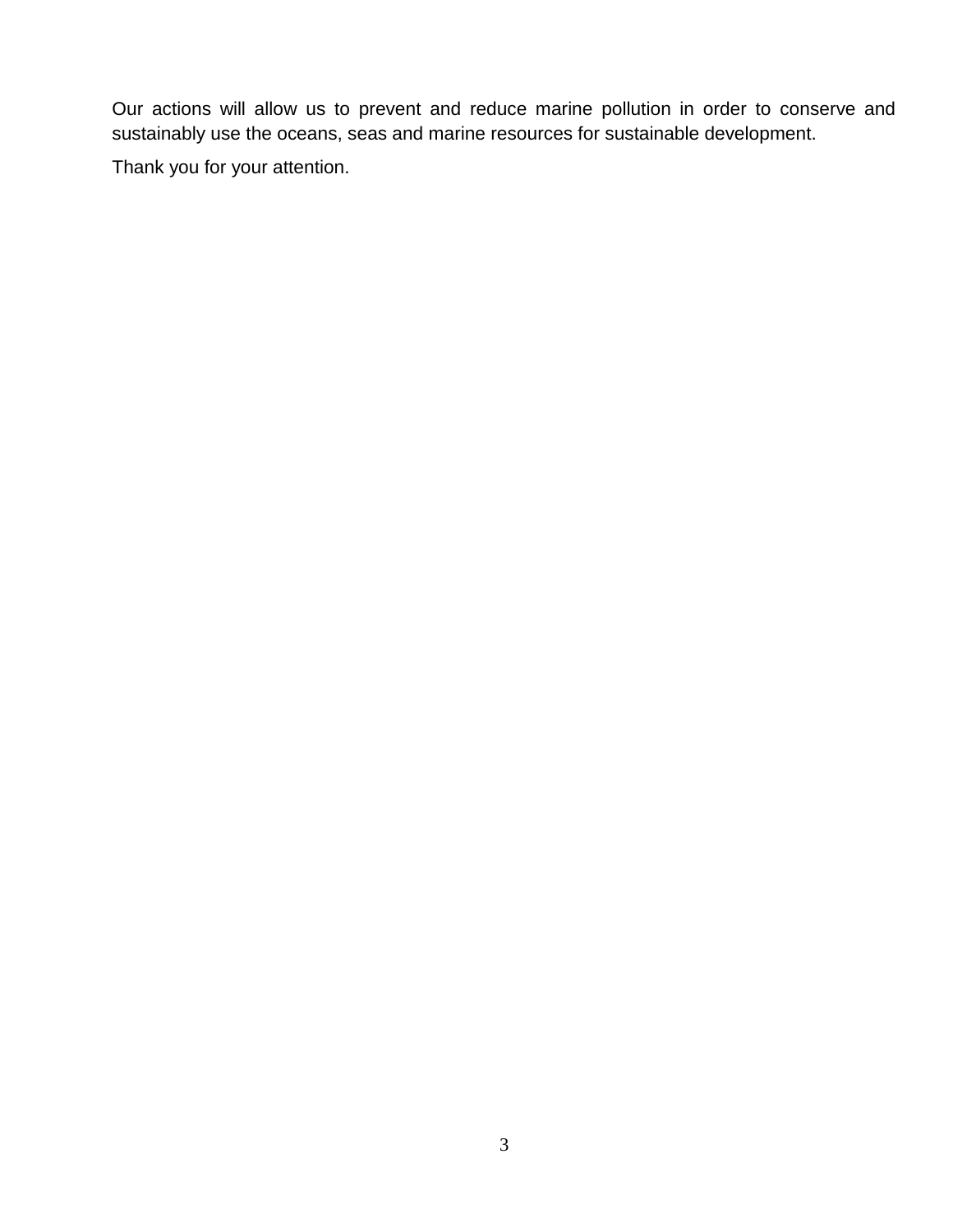Our actions will allow us to prevent and reduce marine pollution in order to conserve and sustainably use the oceans, seas and marine resources for sustainable development.

Thank you for your attention.